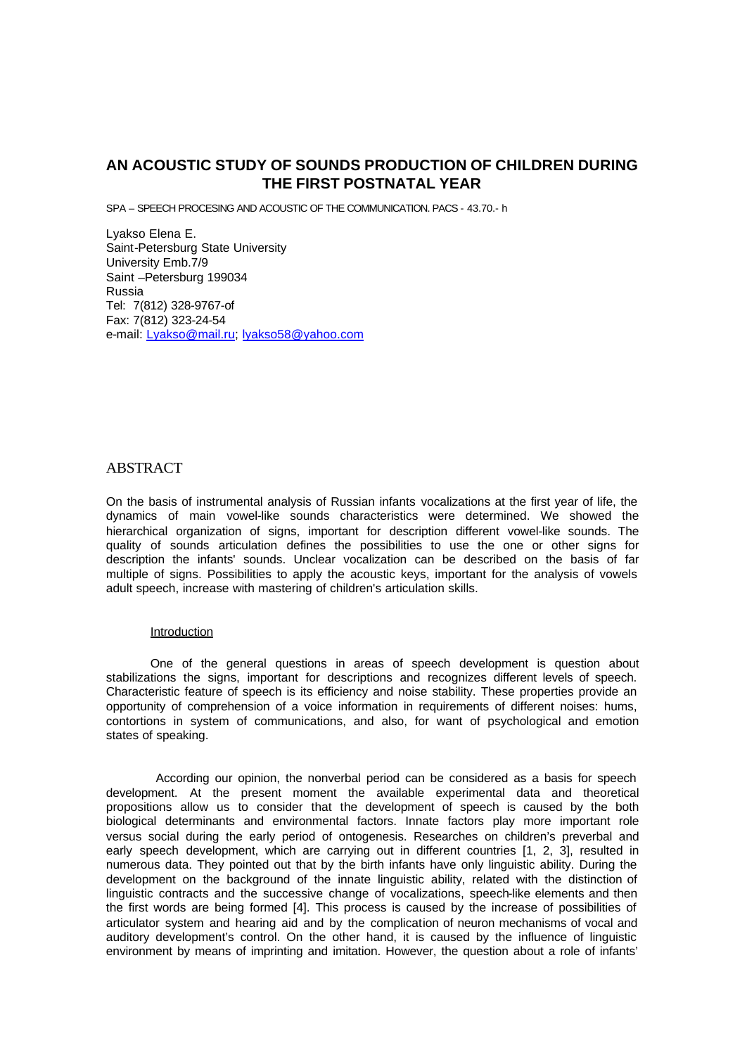# AN ACOUSTIC STUDY OF SOUNDS PRODUCTION OF CHILDREN DURING THE FIRST POSTNATAL YEAR

SPA – SPEECH PROCESING AND ACOUSTIC OF THE COMMUNICATION. PACS - 43.70.- h

Lyakso Elena E.
Saint-Petersburg State University
University Emb.7/9
Saint –Petersburg 199034
Russia
Tel: 7(812) 328-9767-of
Fax: 7(812) 323-24-54
e-mail: Lyakso@mail.ru; lyakso58@yahoo.com

## ABSTRACT

On the basis of instrumental analysis of Russian infants vocalizations at the first year of life, the dynamics of main vowel-like sounds characteristics were determined. We showed the hierarchical organization of signs, important for description different vowel-like sounds. The quality of sounds articulation defines the possibilities to use the one or other signs for description the infants' sounds. Unclear vocalization can be described on the basis of far multiple of signs. Possibilities to apply the acoustic keys, important for the analysis of vowels adult speech, increase with mastering of children's articulation skills.

### Introduction

One of the general questions in areas of speech development is question about stabilizations the signs, important for descriptions and recognizes different levels of speech. Characteristic feature of speech is its efficiency and noise stability. These properties provide an opportunity of comprehension of a voice information in requirements of different noises: hums, contortions in system of communications, and also, for want of psychological and emotion states of speaking.

According our opinion, the nonverbal period can be considered as a basis for speech development. At the present moment the available experimental data and theoretical propositions allow us to consider that the development of speech is caused by the both biological determinants and environmental factors. Innate factors play more important role versus social during the early period of ontogenesis. Researches on children's preverbal and early speech development, which are carrying out in different countries [1, 2, 3], resulted in numerous data. They pointed out that by the birth infants have only linguistic ability. During the development on the background of the innate linguistic ability, related with the distinction of linguistic contracts and the successive change of vocalizations, speech-like elements and then the first words are being formed [4]. This process is caused by the increase of possibilities of articulator system and hearing aid and by the complication of neuron mechanisms of vocal and auditory development's control. On the other hand, it is caused by the influence of linguistic environment by means of imprinting and imitation. However, the question about a role of infants'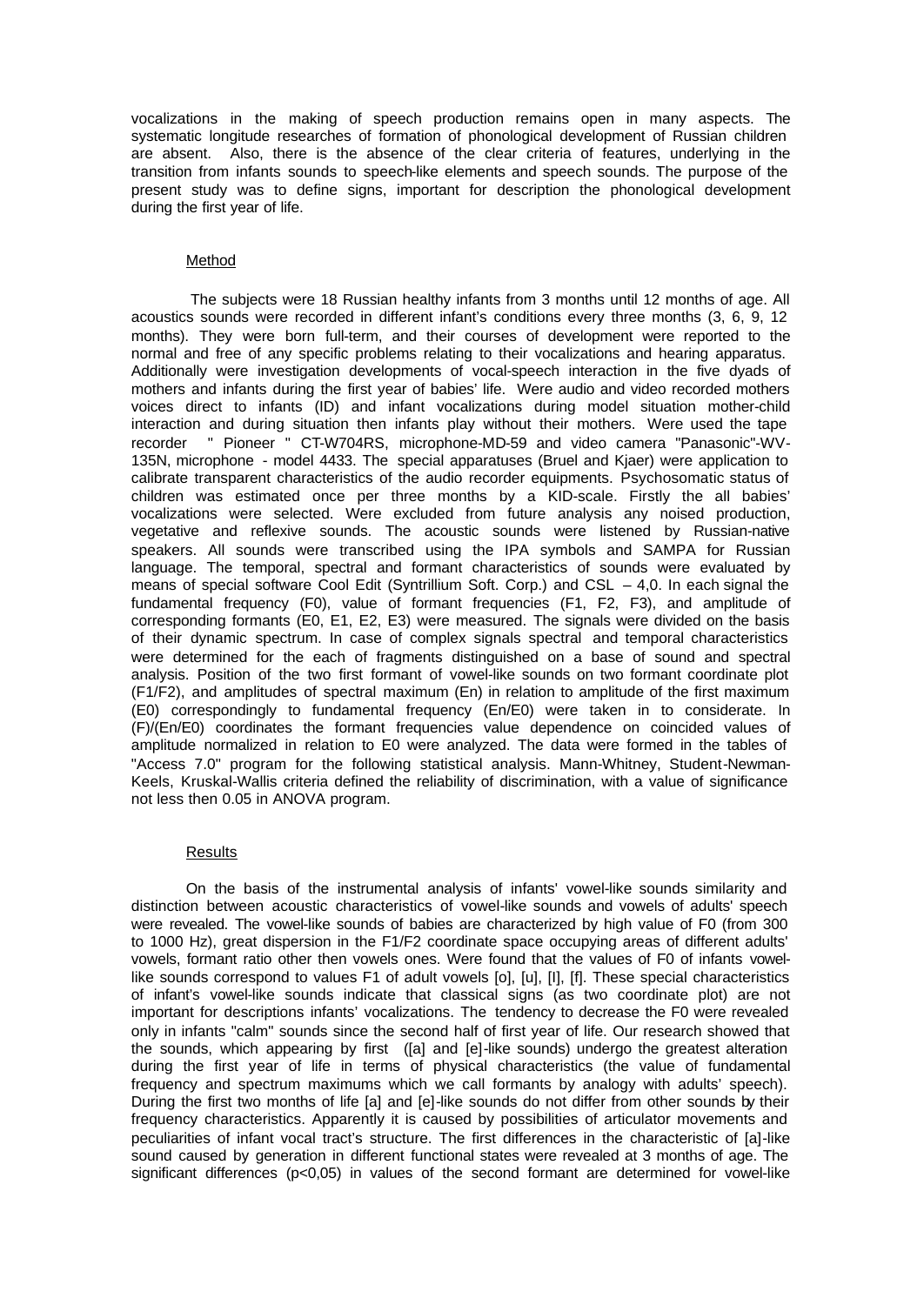vocalizations in the making of speech production remains open in many aspects. The systematic longitude researches of formation of phonological development of Russian children are absent. Also, there is the absence of the clear criteria of features, underlying in the transition from infants sounds to speech-like elements and speech sounds. The purpose of the present study was to define signs, important for description the phonological development during the first year of life.

## Method

The subjects were 18 Russian healthy infants from 3 months until 12 months of age. All acoustics sounds were recorded in different infant's conditions every three months (3, 6, 9, 12 months). They were born full-term, and their courses of development were reported to the normal and free of any specific problems relating to their vocalizations and hearing apparatus. Additionally were investigation developments of vocal-speech interaction in the five dyads of mothers and infants during the first year of babies' life. Were audio and video recorded mothers voices direct to infants (ID) and infant vocalizations during model situation mother-child interaction and during situation then infants play without their mothers. Were used the tape recorder " Pioneer " CT-W704RS, microphone-MD-59 and video camera "Panasonic"-WV-135N, microphone - model 4433. The special apparatuses (Bruel and Kjaer) were application to calibrate transparent characteristics of the audio recorder equipments. Psychosomatic status of children was estimated once per three months by a KID-scale. Firstly the all babies' vocalizations were selected. Were excluded from future analysis any noised production, vegetative and reflexive sounds. The acoustic sounds were listened by Russian-native speakers. All sounds were transcribed using the IPA symbols and SAMPA for Russian language. The temporal, spectral and formant characteristics of sounds were evaluated by means of special software Cool Edit (Syntrillium Soft. Corp.) and CSL – 4,0. In each signal the fundamental frequency (F0), value of formant frequencies (F1, F2, F3), and amplitude of corresponding formants (E0, E1, E2, E3) were measured. The signals were divided on the basis of their dynamic spectrum. In case of complex signals spectral and temporal characteristics were determined for the each of fragments distinguished on a base of sound and spectral analysis. Position of the two first formant of vowel-like sounds on two formant coordinate plot (F1/F2), and amplitudes of spectral maximum (En) in relation to amplitude of the first maximum (E0) correspondingly to fundamental frequency (En/E0) were taken in to considerate. In (F)/(En/E0) coordinates the formant frequencies value dependence on coincided values of amplitude normalized in relation to E0 were analyzed. The data were formed in the tables of "Access 7.0" program for the following statistical analysis. Mann-Whitney, Student-Newman-Keels, Kruskal-Wallis criteria defined the reliability of discrimination, with a value of significance not less then 0.05 in ANOVA program.

## Results

On the basis of the instrumental analysis of infants' vowel-like sounds similarity and distinction between acoustic characteristics of vowel-like sounds and vowels of adults' speech were revealed. The vowel-like sounds of babies are characterized by high value of F0 (from 300 to 1000 Hz), great dispersion in the F1/F2 coordinate space occupying areas of different adults' vowels, formant ratio other then vowels ones. Were found that the values of F0 of infants vowel-like sounds correspond to values F1 of adult vowels [o], [u], [I], [f]. These special characteristics of infant's vowel-like sounds indicate that classical signs (as two coordinate plot) are not important for descriptions infants' vocalizations. The tendency to decrease the F0 were revealed only in infants "calm" sounds since the second half of first year of life. Our research showed that the sounds, which appearing by first ([a] and [e]-like sounds) undergo the greatest alteration during the first year of life in terms of physical characteristics (the value of fundamental frequency and spectrum maximums which we call formants by analogy with adults' speech). During the first two months of life [a] and [e]-like sounds do not differ from other sounds by their frequency characteristics. Apparently it is caused by possibilities of articulator movements and peculiarities of infant vocal tract's structure. The first differences in the characteristic of [a]-like sound caused by generation in different functional states were revealed at 3 months of age. The significant differences ($p<0,05$) in values of the second formant are determined for vowel-like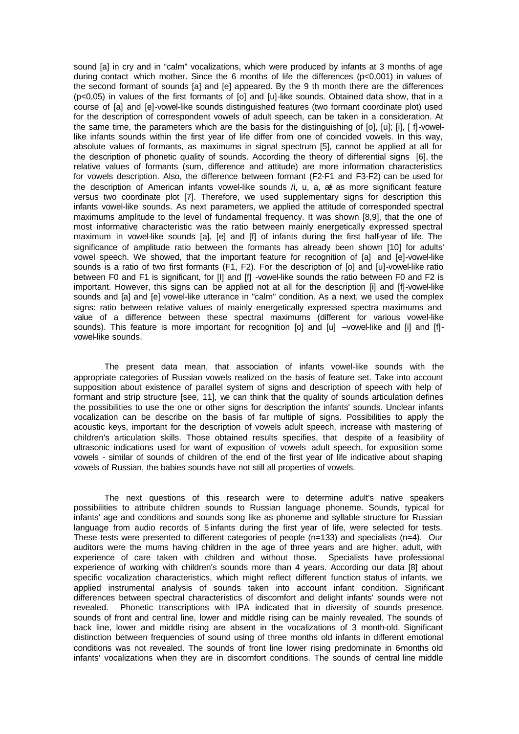sound [a] in cry and in "calm" vocalizations, which were produced by infants at 3 months of age during contact which mother. Since the 6 months of life the differences ($p<0,001$) in values of the second formant of sounds [a] and [e] appeared. By the 9 th month there are the differences ($p<0,05$) in values of the first formants of [o] and [u]-like sounds. Obtained data show, that in a course of [a] and [e]-vowel-like sounds distinguished features (two formant coordinate plot) used for the description of correspondent vowels of adult speech, can be taken in a consideration. At the same time, the parameters which are the basis for the distinguishing of [o], [u]; [i], [ f]-vowel-like infants sounds within the first year of life differ from one of coincided vowels. In this way, absolute values of formants, as maximums in signal spectrum [5], cannot be applied at all for the description of phonetic quality of sounds. According the theory of differential signs [6], the relative values of formants (sum, difference and attitude) are more information characteristics for vowels description. Also, the difference between formant (F2-F1 and F3-F2) can be used for the description of American infants vowel-like sounds /i, u, a, æ as more significant feature versus two coordinate plot [7]. Therefore, we used supplementary signs for description this infants vowel-like sounds. As next parameters, we applied the attitude of corresponded spectral maximums amplitude to the level of fundamental frequency. It was shown [8,9], that the one of most informative characteristic was the ratio between mainly energetically expressed spectral maximum in vowel-like sounds [a], [e] and [f] of infants during the first half-year of life. The significance of amplitude ratio between the formants has already been shown [10] for adults' vowel speech. We showed, that the important feature for recognition of [a] and [e]-vowel-like sounds is a ratio of two first formants (F1, F2). For the description of [o] and [u]-vowel-like ratio between F0 and F1 is significant, for [I] and [f] -vowel-like sounds the ratio between F0 and F2 is important. However, this signs can be applied not at all for the description [i] and [f]-vowel-like sounds and [a] and [e] vowel-like utterance in "calm" condition. As a next, we used the complex signs: ratio between relative values of mainly energetically expressed spectra maximums and value of a difference between these spectral maximums (different for various vowel-like sounds). This feature is more important for recognition [o] and [u] –vowel-like and [i] and [f]-vowel-like sounds.

The present data mean, that association of infants vowel-like sounds with the appropriate categories of Russian vowels realized on the basis of feature set. Take into account supposition about existence of parallel system of signs and description of speech with help of formant and strip structure [see, 11], we can think that the quality of sounds articulation defines the possibilities to use the one or other signs for description the infants' sounds. Unclear infants vocalization can be describe on the basis of far multiple of signs. Possibilities to apply the acoustic keys, important for the description of vowels adult speech, increase with mastering of children's articulation skills. Those obtained results specifies, that despite of a feasibility of ultrasonic indications used for want of exposition of vowels adult speech, for exposition some vowels - similar of sounds of children of the end of the first year of life indicative about shaping vowels of Russian, the babies sounds have not still all properties of vowels.

The next questions of this research were to determine adult's native speakers possibilities to attribute children sounds to Russian language phoneme. Sounds, typical for infants' age and conditions and sounds song like as phoneme and syllable structure for Russian language from audio records of 5 infants during the first year of life, were selected for tests. These tests were presented to different categories of people ($n=133$) and specialists ($n=4$). Our auditors were the mums having children in the age of three years and are higher, adult, with experience of care taken with children and without those. Specialists have professional experience of working with children's sounds more than 4 years. According our data [8] about specific vocalization characteristics, which might reflect different function status of infants, we applied instrumental analysis of sounds taken into account infant condition. Significant differences between spectral characteristics of discomfort and delight infants' sounds were not revealed. Phonetic transcriptions with IPA indicated that in diversity of sounds presence, sounds of front and central line, lower and middle rising can be mainly revealed. The sounds of back line, lower and middle rising are absent in the vocalizations of 3 month-old. Significant distinction between frequencies of sound using of three months old infants in different emotional conditions was not revealed. The sounds of front line lower rising predominate in 6-months old infants' vocalizations when they are in discomfort conditions. The sounds of central line middle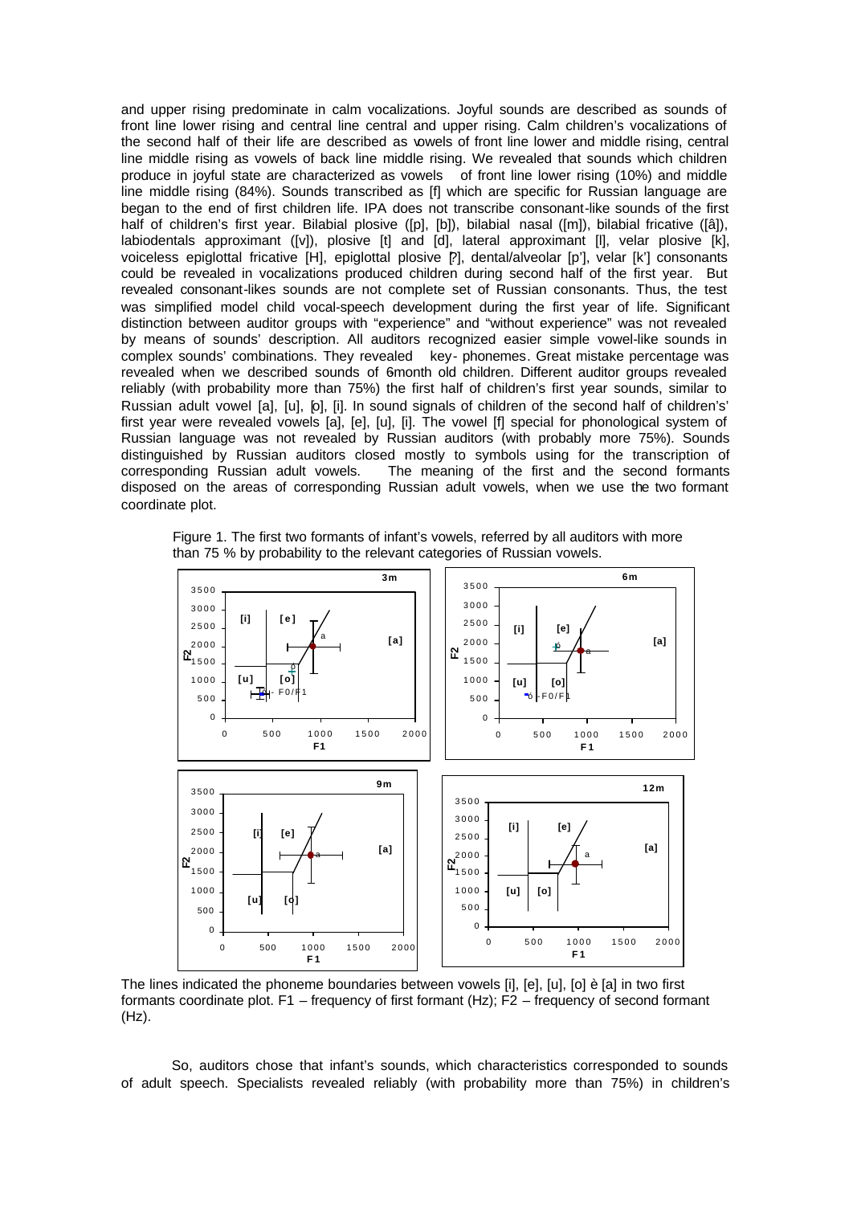and upper rising predominate in calm vocalizations. Joyful sounds are described as sounds of front line lower rising and central line central and upper rising. Calm children's vocalizations of the second half of their life are described as vowels of front line lower and middle rising, central line middle rising as vowels of back line middle rising. We revealed that sounds which children produce in joyful state are characterized as vowels of front line lower rising (10%) and middle line middle rising (84%). Sounds transcribed as [f] which are specific for Russian language are began to the end of first children life. IPA does not transcribe consonant-like sounds of the first half of children's first year. Bilabial plosive ([p], [b]), bilabial nasal ([m]), bilabial fricative ([â]), labiodentals approximant ([v]), plosive [t] and [d], lateral approximant [l], velar plosive [k], voiceless epiglottal fricative [H], epiglottal plosive [?], dental/alveolar [p'], velar [k'] consonants could be revealed in vocalizations produced children during second half of the first year. But revealed consonant-likes sounds are not complete set of Russian consonants. Thus, the test was simplified model child vocal-speech development during the first year of life. Significant distinction between auditor groups with "experience" and "without experience" was not revealed by means of sounds' description. All auditors recognized easier simple vowel-like sounds in complex sounds' combinations. They revealed key- phonemes. Great mistake percentage was revealed when we described sounds of 6month old children. Different auditor groups revealed reliably (with probability more than 75%) the first half of children's first year sounds, similar to Russian adult vowel [a], [u], [o], [i]. In sound signals of children of the second half of children's' first year were revealed vowels [a], [e], [u], [i]. The vowel [f] special for phonological system of Russian language was not revealed by Russian auditors (with probably more 75%). Sounds distinguished by Russian auditors closed mostly to symbols using for the transcription of corresponding Russian adult vowels. The meaning of the first and the second formants disposed on the areas of corresponding Russian adult vowels, when we use the two formant coordinate plot.

Figure 1. The first two formants of infant's vowels, referred by all auditors with more than 75 % by probability to the relevant categories of Russian vowels.

The lines indicated the phoneme boundaries between vowels [i], [e], [u], [o] è [a] in two first formants coordinate plot. F1 – frequency of first formant (Hz); F2 – frequency of second formant (Hz).

So, auditors chose that infant's sounds, which characteristics corresponded to sounds of adult speech. Specialists revealed reliably (with probability more than 75%) in children's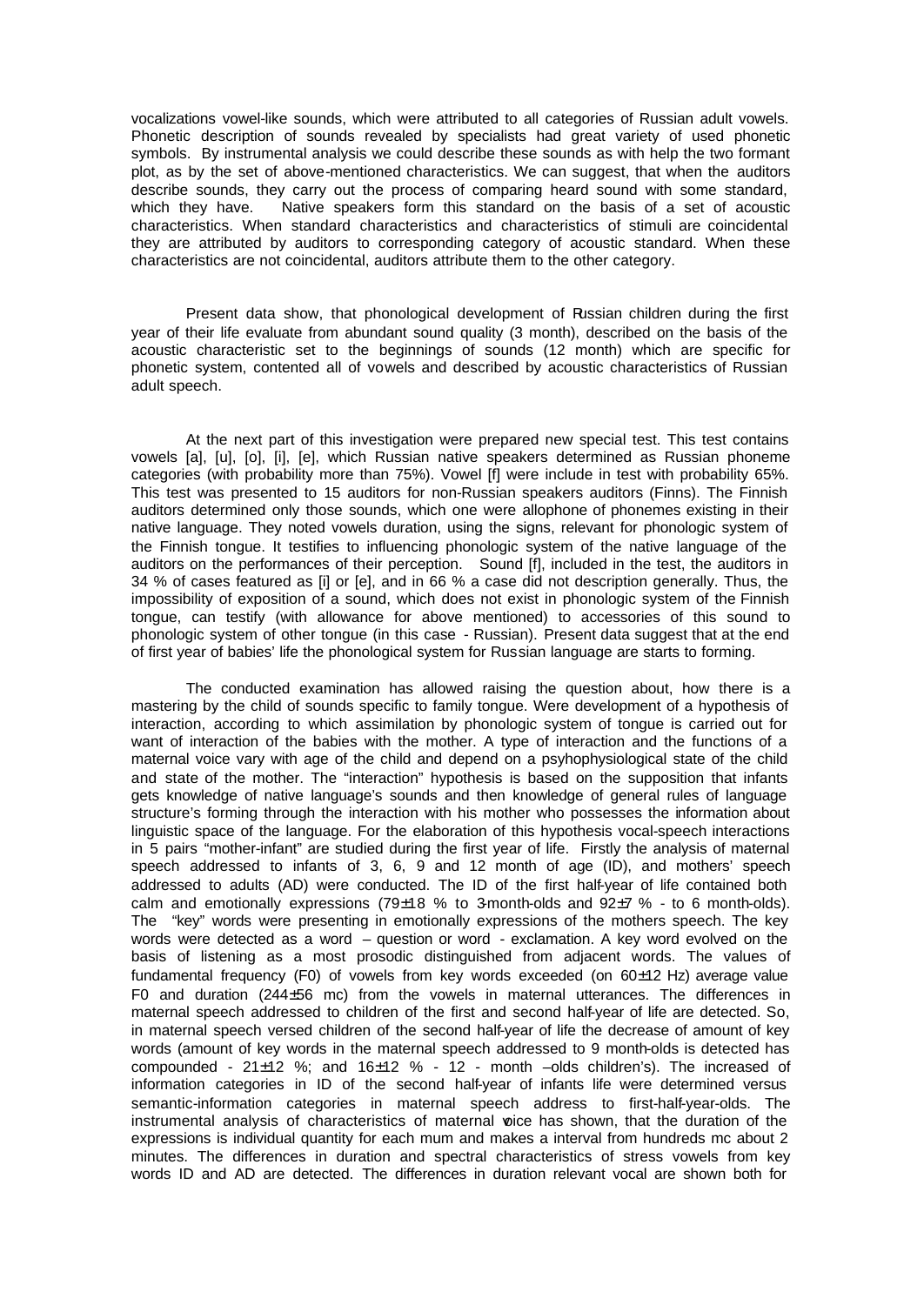vocalizations vowel-like sounds, which were attributed to all categories of Russian adult vowels. Phonetic description of sounds revealed by specialists had great variety of used phonetic symbols. By instrumental analysis we could describe these sounds as with help the two formant plot, as by the set of above-mentioned characteristics. We can suggest, that when the auditors describe sounds, they carry out the process of comparing heard sound with some standard, which they have. Native speakers form this standard on the basis of a set of acoustic characteristics. When standard characteristics and characteristics of stimuli are coincidental they are attributed by auditors to corresponding category of acoustic standard. When these characteristics are not coincidental, auditors attribute them to the other category.

Present data show, that phonological development of Russian children during the first year of their life evaluate from abundant sound quality (3 month), described on the basis of the acoustic characteristic set to the beginnings of sounds (12 month) which are specific for phonetic system, contented all of vowels and described by acoustic characteristics of Russian adult speech.

At the next part of this investigation were prepared new special test. This test contains vowels [a], [u], [o], [i], [e], which Russian native speakers determined as Russian phoneme categories (with probability more than 75%). Vowel [f] were include in test with probability 65%. This test was presented to 15 auditors for non-Russian speakers auditors (Finns). The Finnish auditors determined only those sounds, which one were allophone of phonemes existing in their native language. They noted vowels duration, using the signs, relevant for phonologic system of the Finnish tongue. It testifies to influencing phonologic system of the native language of the auditors on the performances of their perception. Sound [f], included in the test, the auditors in 34 % of cases featured as [i] or [e], and in 66 % a case did not description generally. Thus, the impossibility of exposition of a sound, which does not exist in phonologic system of the Finnish tongue, can testify (with allowance for above mentioned) to accessories of this sound to phonologic system of other tongue (in this case - Russian). Present data suggest that at the end of first year of babies' life the phonological system for Russian language are starts to forming.

The conducted examination has allowed raising the question about, how there is a mastering by the child of sounds specific to family tongue. Were development of a hypothesis of interaction, according to which assimilation by phonologic system of tongue is carried out for want of interaction of the babies with the mother. A type of interaction and the functions of a maternal voice vary with age of the child and depend on a psyhophysiological state of the child and state of the mother. The "interaction" hypothesis is based on the supposition that infants gets knowledge of native language's sounds and then knowledge of general rules of language structure's forming through the interaction with his mother who possesses the information about linguistic space of the language. For the elaboration of this hypothesis vocal-speech interactions in 5 pairs "mother-infant" are studied during the first year of life. Firstly the analysis of maternal speech addressed to infants of 3, 6, 9 and 12 month of age (ID), and mothers' speech addressed to adults (AD) were conducted. The ID of the first half-year of life contained both calm and emotionally expressions (79±18 % to 3-month-olds and 92±7 % - to 6 month-olds). The "key" words were presenting in emotionally expressions of the mothers speech. The key words were detected as a word – question or word - exclamation. A key word evolved on the basis of listening as a most prosodic distinguished from adjacent words. The values of fundamental frequency (F0) of vowels from key words exceeded (on 60±12 Hz) average value F0 and duration (244±56 mc) from the vowels in maternal utterances. The differences in maternal speech addressed to children of the first and second half-year of life are detected. So, in maternal speech versed children of the second half-year of life the decrease of amount of key words (amount of key words in the maternal speech addressed to 9 month-olds is detected has compounded - 21±12 %; and 16±12 % - 12 - month –olds children's). The increased of information categories in ID of the second half-year of infants life were determined versus semantic-information categories in maternal speech address to first-half-year-olds. The instrumental analysis of characteristics of maternal voice has shown, that the duration of the expressions is individual quantity for each mum and makes a interval from hundreds mc about 2 minutes. The differences in duration and spectral characteristics of stress vowels from key words ID and AD are detected. The differences in duration relevant vocal are shown both for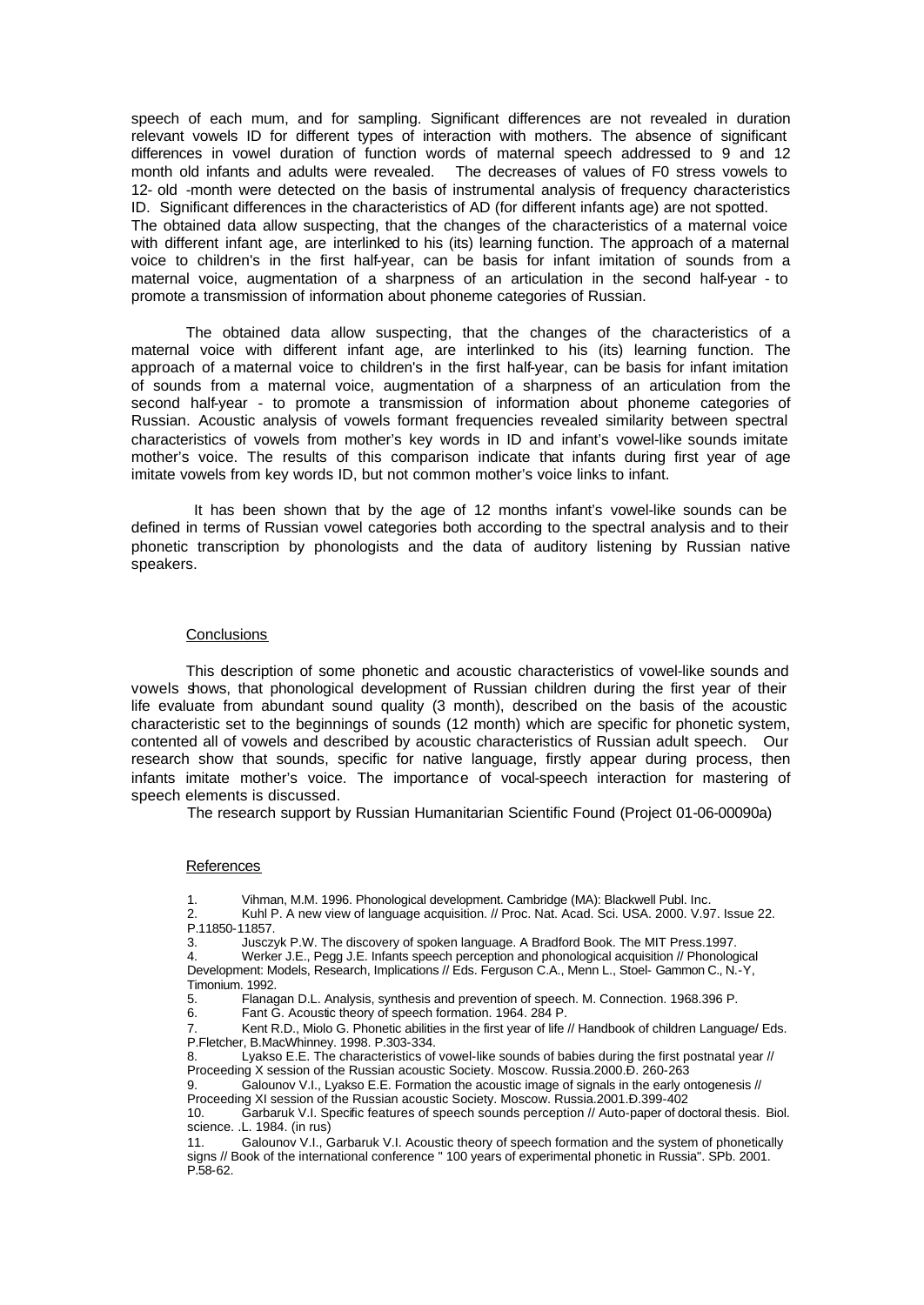speech of each mum, and for sampling. Significant differences are not revealed in duration relevant vowels ID for different types of interaction with mothers. The absence of significant differences in vowel duration of function words of maternal speech addressed to 9 and 12 month old infants and adults were revealed. The decreases of values of F0 stress vowels to 12- old -month were detected on the basis of instrumental analysis of frequency characteristics ID. Significant differences in the characteristics of AD (for different infants age) are not spotted. The obtained data allow suspecting, that the changes of the characteristics of a maternal voice with different infant age, are interlinked to his (its) learning function. The approach of a maternal voice to children's in the first half-year, can be basis for infant imitation of sounds from a maternal voice, augmentation of a sharpness of an articulation in the second half-year - to promote a transmission of information about phoneme categories of Russian.

The obtained data allow suspecting, that the changes of the characteristics of a maternal voice with different infant age, are interlinked to his (its) learning function. The approach of a maternal voice to children's in the first half-year, can be basis for infant imitation of sounds from a maternal voice, augmentation of a sharpness of an articulation from the second half-year - to promote a transmission of information about phoneme categories of Russian. Acoustic analysis of vowels formant frequencies revealed similarity between spectral characteristics of vowels from mother's key words in ID and infant's vowel-like sounds imitate mother's voice. The results of this comparison indicate that infants during first year of age imitate vowels from key words ID, but not common mother's voice links to infant.

It has been shown that by the age of 12 months infant's vowel-like sounds can be defined in terms of Russian vowel categories both according to the spectral analysis and to their phonetic transcription by phonologists and the data of auditory listening by Russian native speakers.

## Conclusions

This description of some phonetic and acoustic characteristics of vowel-like sounds and vowels shows, that phonological development of Russian children during the first year of their life evaluate from abundant sound quality (3 month), described on the basis of the acoustic characteristic set to the beginnings of sounds (12 month) which are specific for phonetic system, contented all of vowels and described by acoustic characteristics of Russian adult speech. Our research show that sounds, specific for native language, firstly appear during process, then infants imitate mother's voice. The importance of vocal-speech interaction for mastering of speech elements is discussed.

The research support by Russian Humanitarian Scientific Found (Project 01-06-00090a)

## References

1. Vihman, M.M. 1996. Phonological development. Cambridge (MA): Blackwell Publ. Inc.
2. Kuhl P. A new view of language acquisition. // Proc. Nat. Acad. Sci. USA. 2000. V.97. Issue 22. P.11850-11857.
3. Jusczyk P.W. The discovery of spoken language. A Bradford Book. The MIT Press.1997.
4. Werker J.E., Pegg J.E. Infants speech perception and phonological acquisition // Phonological Development: Models, Research, Implications // Eds. Ferguson C.A., Menn L., Stoel- Gammon C., N.-Y, Timonium. 1992.
5. Flanagan D.L. Analysis, synthesis and prevention of speech. M. Connection. 1968.396 P.
6. Fant G. Acoustic theory of speech formation. 1964. 284 P.
7. Kent R.D., Miolo G. Phonetic abilities in the first year of life // Handbook of children Language/ Eds. P.Fletcher, B.MacWhinney. 1998. P.303-334.
8. Lyakso E.E. The characteristics of vowel-like sounds of babies during the first postnatal year // Proceeding X session of the Russian acoustic Society. Moscow. Russia.2000.Ð. 260-263
9. Galounov V.I., Lyakso E.E. Formation the acoustic image of signals in the early ontogenesis // Proceeding XI session of the Russian acoustic Society. Moscow. Russia.2001.Ð.399-402
10. Garbaruk V.I. Specific features of speech sounds perception // Auto-paper of doctoral thesis. Biol. science. .L. 1984. (in rus)
11. Galounov V.I., Garbaruk V.I. Acoustic theory of speech formation and the system of phonetically signs // Book of the international conference " 100 years of experimental phonetic in Russia". SPb. 2001. P.58-62.